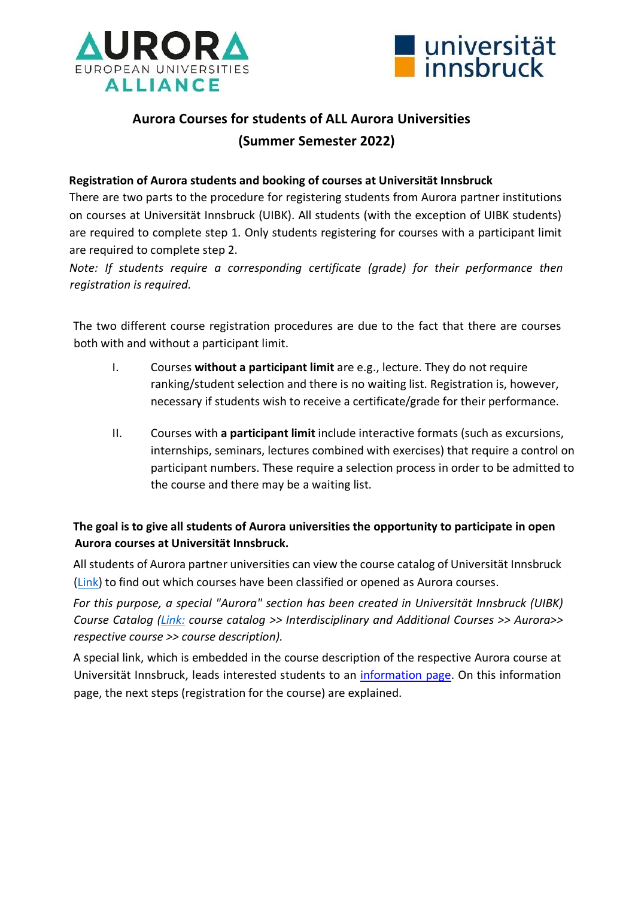# Aurora Courses for students of ALL Aurora Universities
## (Summer Semester 2022)

**Registration of Aurora students and booking of courses at Universität Innsbruck**

There are two parts to the procedure for registering students from Aurora partner institutions on courses at Universität Innsbruck (UIBK). All students (with the exception of UIBK students) are required to complete step 1. Only students registering for courses with a participant limit are required to complete step 2.

*Note: If students require a corresponding certificate (grade) for their performance then registration is required.*

The two different course registration procedures are due to the fact that there are courses both with and without a participant limit.

I. Courses **without a participant limit** are e.g., lecture. They do not require ranking/student selection and there is no waiting list. Registration is, however, necessary if students wish to receive a certificate/grade for their performance.

II. Courses with **a participant limit** include interactive formats (such as excursions, internships, seminars, lectures combined with exercises) that require a control on participant numbers. These require a selection process in order to be admitted to the course and there may be a waiting list.

**The goal is to give all students of Aurora universities the opportunity to participate in open Aurora courses at Universität Innsbruck.**

All students of Aurora partner universities can view the course catalog of Universität Innsbruck (Link) to find out which courses have been classified or opened as Aurora courses.

*For this purpose, a special "Aurora" section has been created in Universität Innsbruck (UIBK) Course Catalog (Link: course catalog >> Interdisciplinary and Additional Courses >> Aurora>> respective course >> course description).*

A special link, which is embedded in the course description of the respective Aurora course at Universität Innsbruck, leads interested students to an information page. On this information page, the next steps (registration for the course) are explained.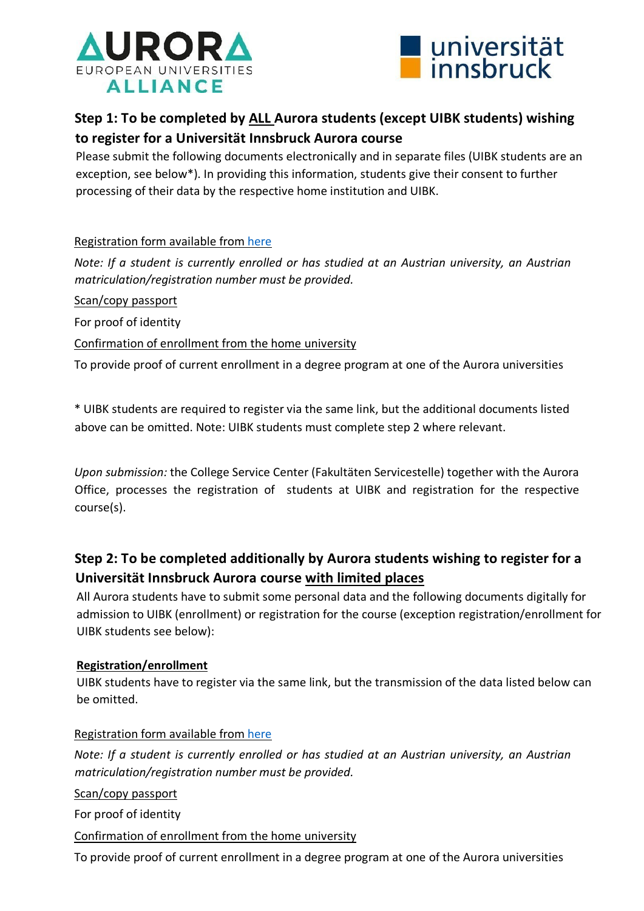AURORA EUROPEAN UNIVERSITIES ALLIANCE

universität innsbruck

## Step 1: To be completed by ALL Aurora students (except UIBK students) wishing to register for a Universität Innsbruck Aurora course

Please submit the following documents electronically and in separate files (UIBK students are an exception, see below*). In providing this information, students give their consent to further processing of their data by the respective home institution and UIBK.

Registration form available from here

*Note: If a student is currently enrolled or has studied at an Austrian university, an Austrian matriculation/registration number must be provided.*

Scan/copy passport

For proof of identity

Confirmation of enrollment from the home university

To provide proof of current enrollment in a degree program at one of the Aurora universities

* UIBK students are required to register via the same link, but the additional documents listed above can be omitted. Note: UIBK students must complete step 2 where relevant.

*Upon submission:* the College Service Center (Fakultäten Servicestelle) together with the Aurora Office, processes the registration of students at UIBK and registration for the respective course(s).

## Step 2: To be completed additionally by Aurora students wishing to register for a Universität Innsbruck Aurora course with limited places

All Aurora students have to submit some personal data and the following documents digitally for admission to UIBK (enrollment) or registration for the course (exception registration/enrollment for UIBK students see below):

**Registration/enrollment**

UIBK students have to register via the same link, but the transmission of the data listed below can be omitted.

Registration form available from here

*Note: If a student is currently enrolled or has studied at an Austrian university, an Austrian matriculation/registration number must be provided.*

Scan/copy passport

For proof of identity

Confirmation of enrollment from the home university

To provide proof of current enrollment in a degree program at one of the Aurora universities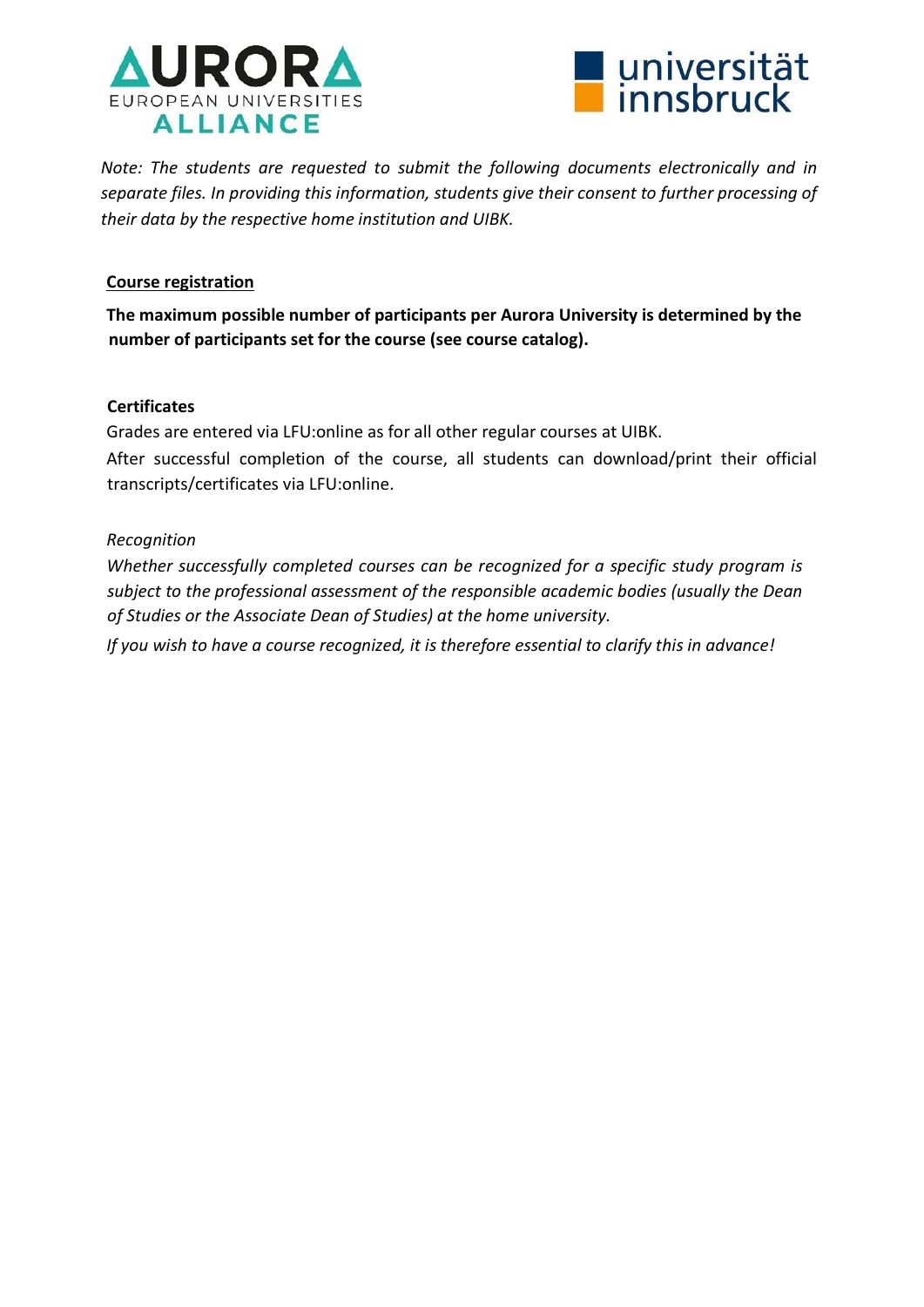*Note: The students are requested to submit the following documents electronically and in separate files. In providing this information, students give their consent to further processing of their data by the respective home institution and UIBK.*

## <u>Course registration</u>

**The maximum possible number of participants per Aurora University is determined by the number of participants set for the course (see course catalog).**

## Certificates

Grades are entered via LFU:online as for all other regular courses at UIBK.

After successful completion of the course, all students can download/print their official transcripts/certificates via LFU:online.

### *Recognition*

*Whether successfully completed courses can be recognized for a specific study program is subject to the professional assessment of the responsible academic bodies (usually the Dean of Studies or the Associate Dean of Studies) at the home university.*

*If you wish to have a course recognized, it is therefore essential to clarify this in advance!*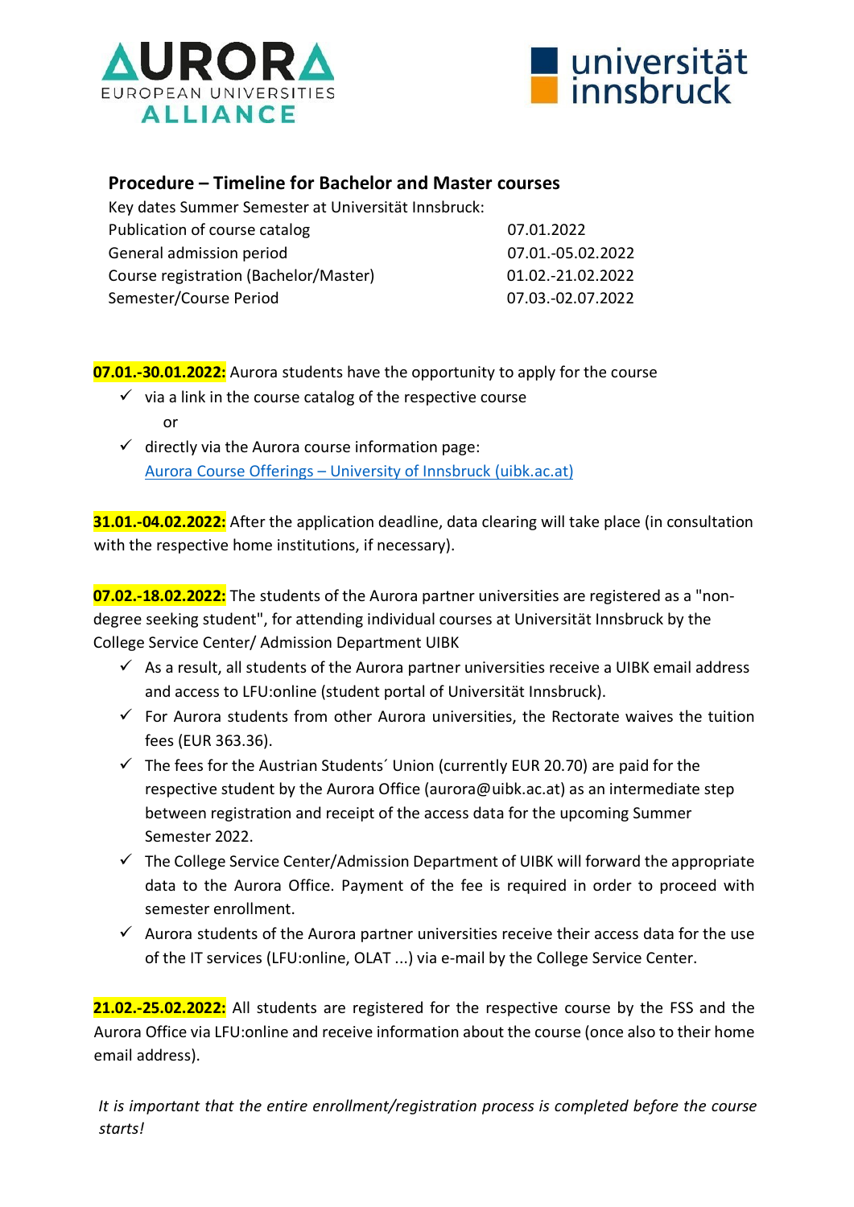## Procedure – Timeline for Bachelor and Master courses

Key dates Summer Semester at Universität Innsbruck:

| | |
|---|---|
| Publication of course catalog | 07.01.2022 |
| General admission period | 07.01.-05.02.2022 |
| Course registration (Bachelor/Master) | 01.02.-21.02.2022 |
| Semester/Course Period | 07.03.-02.07.2022 |

**07.01.-30.01.2022:** Aurora students have the opportunity to apply for the course

- ✓ via a link in the course catalog of the respective course

  or

- ✓ directly via the Aurora course information page: [Aurora Course Offerings – University of Innsbruck (uibk.ac.at)]()

**31.01.-04.02.2022:** After the application deadline, data clearing will take place (in consultation with the respective home institutions, if necessary).

**07.02.-18.02.2022:** The students of the Aurora partner universities are registered as a "non-degree seeking student", for attending individual courses at Universität Innsbruck by the College Service Center/ Admission Department UIBK

- ✓ As a result, all students of the Aurora partner universities receive a UIBK email address and access to LFU:online (student portal of Universität Innsbruck).
- ✓ For Aurora students from other Aurora universities, the Rectorate waives the tuition fees (EUR 363.36).
- ✓ The fees for the Austrian Students´ Union (currently EUR 20.70) are paid for the respective student by the Aurora Office (aurora@uibk.ac.at) as an intermediate step between registration and receipt of the access data for the upcoming Summer Semester 2022.
- ✓ The College Service Center/Admission Department of UIBK will forward the appropriate data to the Aurora Office. Payment of the fee is required in order to proceed with semester enrollment.
- ✓ Aurora students of the Aurora partner universities receive their access data for the use of the IT services (LFU:online, OLAT ...) via e-mail by the College Service Center.

**21.02.-25.02.2022:** All students are registered for the respective course by the FSS and the Aurora Office via LFU:online and receive information about the course (once also to their home email address).

*It is important that the entire enrollment/registration process is completed before the course starts!*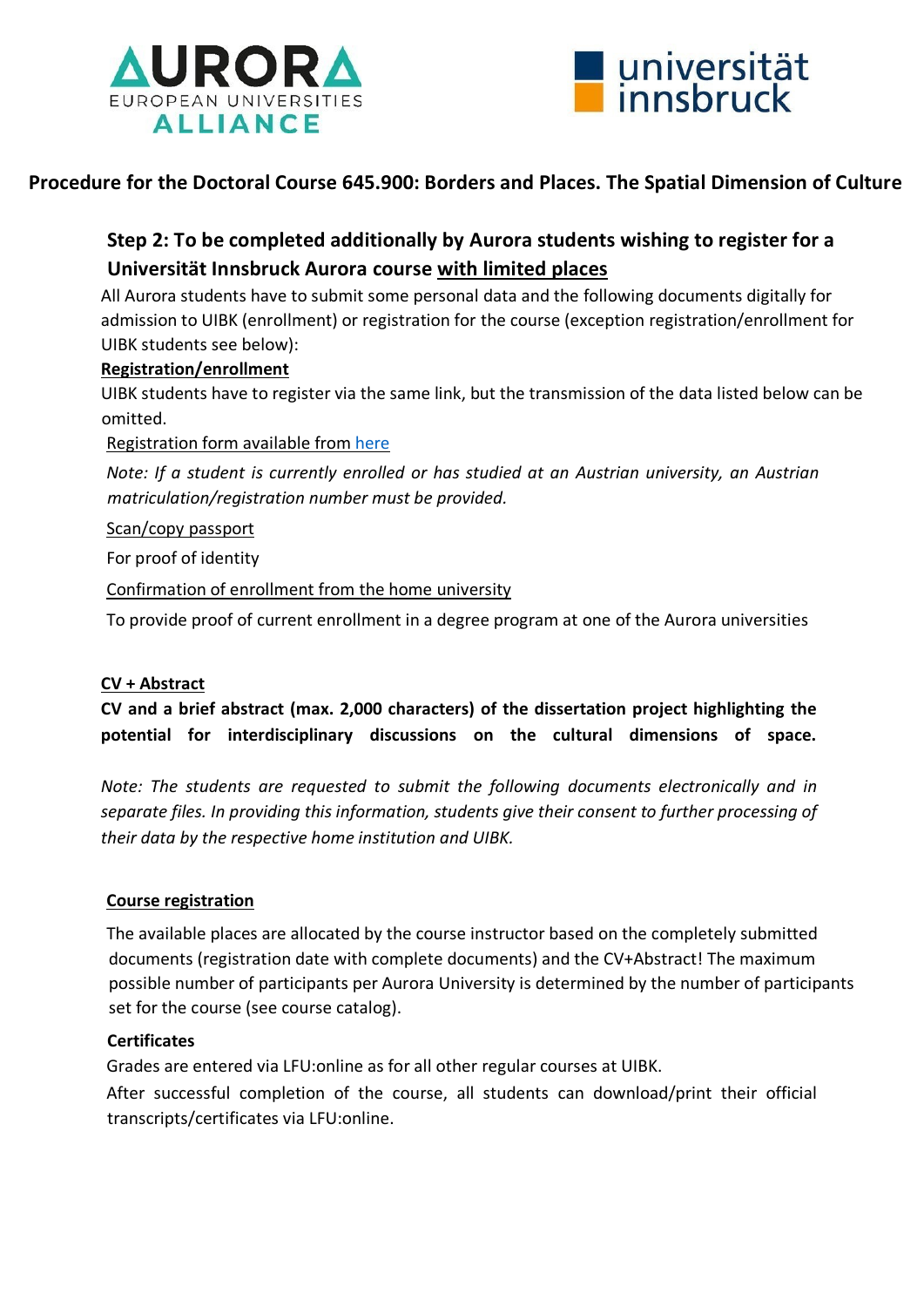# Procedure for the Doctoral Course 645.900: Borders and Places. The Spatial Dimension of Culture

## Step 2: To be completed additionally by Aurora students wishing to register for a Universität Innsbruck Aurora course with limited places

All Aurora students have to submit some personal data and the following documents digitally for admission to UIBK (enrollment) or registration for the course (exception registration/enrollment for UIBK students see below):

**Registration/enrollment**

UIBK students have to register via the same link, but the transmission of the data listed below can be omitted.

Registration form available from here

*Note: If a student is currently enrolled or has studied at an Austrian university, an Austrian matriculation/registration number must be provided.*

Scan/copy passport

For proof of identity

Confirmation of enrollment from the home university

To provide proof of current enrollment in a degree program at one of the Aurora universities

**CV + Abstract**

**CV and a brief abstract (max. 2,000 characters) of the dissertation project highlighting the potential for interdisciplinary discussions on the cultural dimensions of space.**

*Note: The students are requested to submit the following documents electronically and in separate files. In providing this information, students give their consent to further processing of their data by the respective home institution and UIBK.*

**Course registration**

The available places are allocated by the course instructor based on the completely submitted documents (registration date with complete documents) and the CV+Abstract! The maximum possible number of participants per Aurora University is determined by the number of participants set for the course (see course catalog).

**Certificates**

Grades are entered via LFU:online as for all other regular courses at UIBK.

After successful completion of the course, all students can download/print their official transcripts/certificates via LFU:online.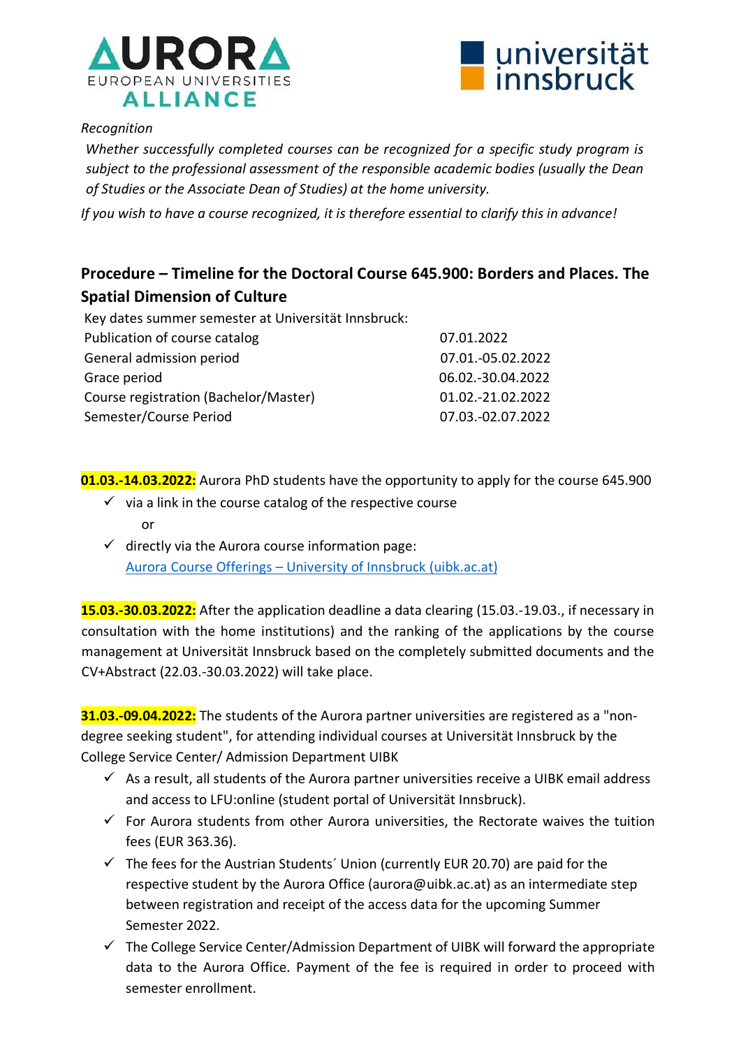*Recognition*

*Whether successfully completed courses can be recognized for a specific study program is subject to the professional assessment of the responsible academic bodies (usually the Dean of Studies or the Associate Dean of Studies) at the home university.*

*If you wish to have a course recognized, it is therefore essential to clarify this in advance!*

## Procedure – Timeline for the Doctoral Course 645.900: Borders and Places. The Spatial Dimension of Culture

| Key dates summer semester at Universität Innsbruck: | |
|---|---|
| Publication of course catalog | 07.01.2022 |
| General admission period | 07.01.-05.02.2022 |
| Grace period | 06.02.-30.04.2022 |
| Course registration (Bachelor/Master) | 01.02.-21.02.2022 |
| Semester/Course Period | 07.03.-02.07.2022 |

**01.03.-14.03.2022:** Aurora PhD students have the opportunity to apply for the course 645.900

- ✓ via a link in the course catalog of the respective course
  
  or
- ✓ directly via the Aurora course information page: [Aurora Course Offerings – University of Innsbruck (uibk.ac.at)](Aurora Course Offerings – University of Innsbruck (uibk.ac.at))

**15.03.-30.03.2022:** After the application deadline a data clearing (15.03.-19.03., if necessary in consultation with the home institutions) and the ranking of the applications by the course management at Universität Innsbruck based on the completely submitted documents and the CV+Abstract (22.03.-30.03.2022) will take place.

**31.03.-09.04.2022:** The students of the Aurora partner universities are registered as a "non-degree seeking student", for attending individual courses at Universität Innsbruck by the College Service Center/ Admission Department UIBK

- ✓ As a result, all students of the Aurora partner universities receive a UIBK email address and access to LFU:online (student portal of Universität Innsbruck).
- ✓ For Aurora students from other Aurora universities, the Rectorate waives the tuition fees (EUR 363.36).
- ✓ The fees for the Austrian Students´ Union (currently EUR 20.70) are paid for the respective student by the Aurora Office (aurora@uibk.ac.at) as an intermediate step between registration and receipt of the access data for the upcoming Summer Semester 2022.
- ✓ The College Service Center/Admission Department of UIBK will forward the appropriate data to the Aurora Office. Payment of the fee is required in order to proceed with semester enrollment.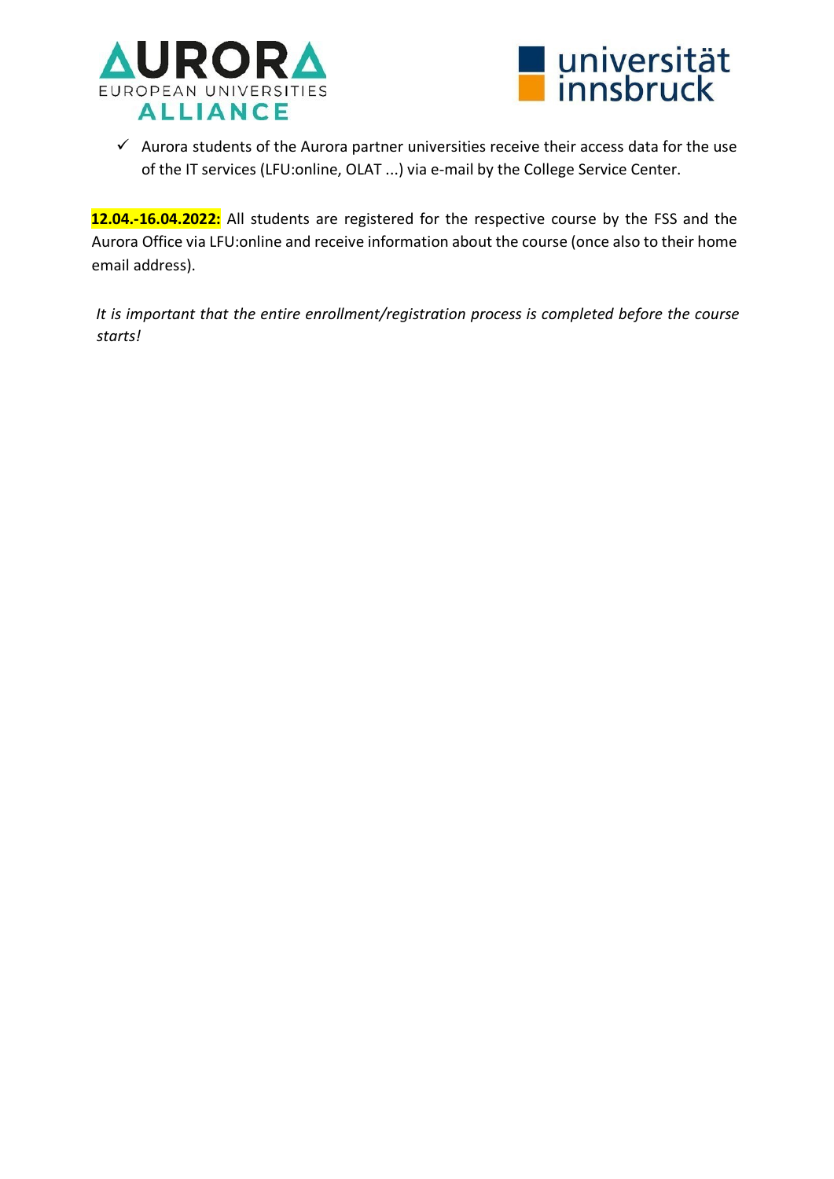- ✓ Aurora students of the Aurora partner universities receive their access data for the use of the IT services (LFU:online, OLAT ...) via e-mail by the College Service Center.

**12.04.-16.04.2022:** All students are registered for the respective course by the FSS and the Aurora Office via LFU:online and receive information about the course (once also to their home email address).

*It is important that the entire enrollment/registration process is completed before the course starts!*